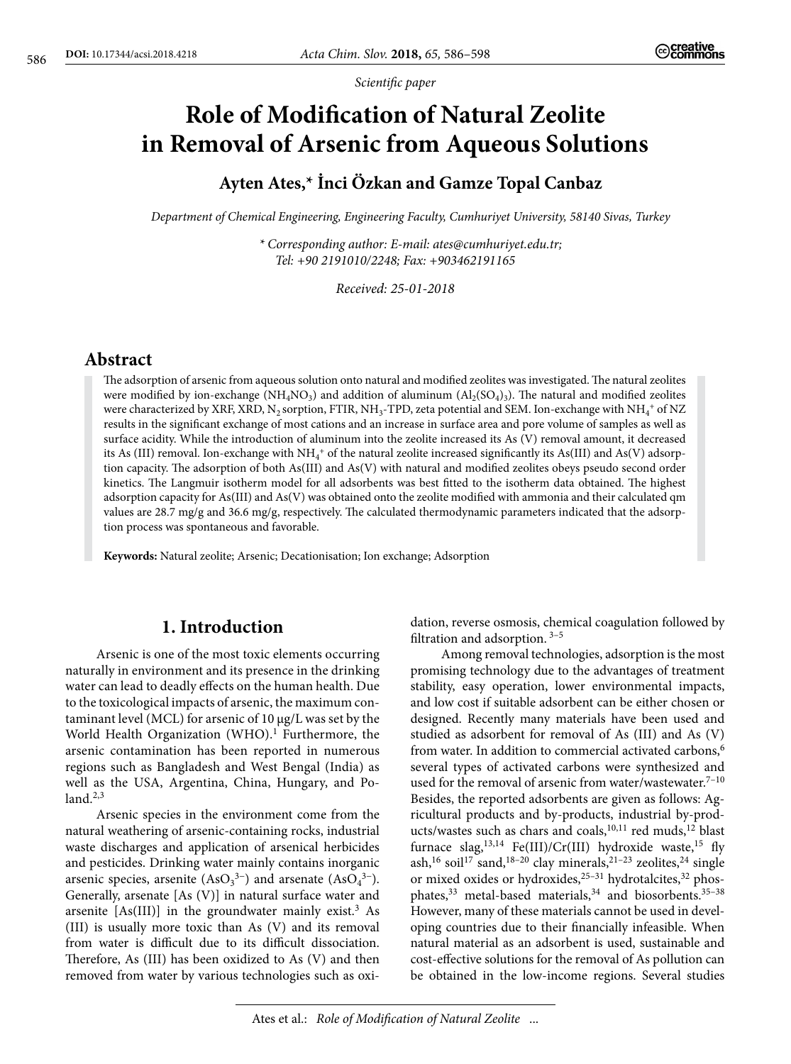*Scientific paper*

# Role of Modification of Natural Zeolite in Removal of Arsenic from Aqueous Solutions

## Ayten Ates,* İnci Özkan and Gamze Topal Canbaz

*Department of Chemical Engineering, Engineering Faculty, Cumhuriyet University, 58140 Sivas, Turkey*

*\* Corresponding author: E-mail: ates@cumhuriyet.edu.tr; Tel: +90 2191010/2248; Fax: +903462191165*

*Received: 25-01-2018*

## Abstract

The adsorption of arsenic from aqueous solution onto natural and modified zeolites was investigated. The natural zeolites were modified by ion-exchange ($NH_4NO_3$) and addition of aluminum ($Al_2(SO_4)_3$). The natural and modified zeolites were characterized by XRF, XRD, $N_2$ sorption, FTIR, $NH_3$-TPD, zeta potential and SEM. Ion-exchange with $NH_4^+$ of NZ results in the significant exchange of most cations and an increase in surface area and pore volume of samples as well as surface acidity. While the introduction of aluminum into the zeolite increased its As (V) removal amount, it decreased its As (III) removal. Ion-exchange with $NH_4^+$ of the natural zeolite increased significantly its As(III) and As(V) adsorption capacity. The adsorption of both As(III) and As(V) with natural and modified zeolites obeys pseudo second order kinetics. The Langmuir isotherm model for all adsorbents was best fitted to the isotherm data obtained. The highest adsorption capacity for As(III) and As(V) was obtained onto the zeolite modified with ammonia and their calculated qm values are 28.7 mg/g and 36.6 mg/g, respectively. The calculated thermodynamic parameters indicated that the adsorption process was spontaneous and favorable.

**Keywords:** Natural zeolite; Arsenic; Decationisation; Ion exchange; Adsorption

## 1. Introduction

Arsenic is one of the most toxic elements occurring naturally in environment and its presence in the drinking water can lead to deadly effects on the human health. Due to the toxicological impacts of arsenic, the maximum contaminant level (MCL) for arsenic of 10 μg/L was set by the World Health Organization (WHO).[1] Furthermore, the arsenic contamination has been reported in numerous regions such as Bangladesh and West Bengal (India) as well as the USA, Argentina, China, Hungary, and Poland.[2,3]

Arsenic species in the environment come from the natural weathering of arsenic-containing rocks, industrial waste discharges and application of arsenical herbicides and pesticides. Drinking water mainly contains inorganic arsenic species, arsenite ($AsO_3^{3-}$) and arsenate ($AsO_4^{3-}$). Generally, arsenate [As (V)] in natural surface water and arsenite [As(III)] in the groundwater mainly exist.[3] As (III) is usually more toxic than As (V) and its removal from water is difficult due to its difficult dissociation. Therefore, As (III) has been oxidized to As (V) and then removed from water by various technologies such as oxidation, reverse osmosis, chemical coagulation followed by filtration and adsorption.[3–5]

Among removal technologies, adsorption is the most promising technology due to the advantages of treatment stability, easy operation, lower environmental impacts, and low cost if suitable adsorbent can be either chosen or designed. Recently many materials have been used and studied as adsorbent for removal of As (III) and As (V) from water. In addition to commercial activated carbons,[6] several types of activated carbons were synthesized and used for the removal of arsenic from water/wastewater.[7–10] Besides, the reported adsorbents are given as follows: Agricultural products and by-products, industrial by-products/wastes such as chars and coals,[10,11] red muds,[12] blast furnace slag,[13,14] Fe(III)/Cr(III) hydroxide waste,[15] fly ash,[16] soil[17] sand,[18–20] clay minerals,[21–23] zeolites,[24] single or mixed oxides or hydroxides,[25–31] hydrotalcites,[32] phosphates,[33] metal-based materials,[34] and biosorbents.[35–38] However, many of these materials cannot be used in developing countries due to their financially infeasible. When natural material as an adsorbent is used, sustainable and cost-effective solutions for the removal of As pollution can be obtained in the low-income regions. Several studies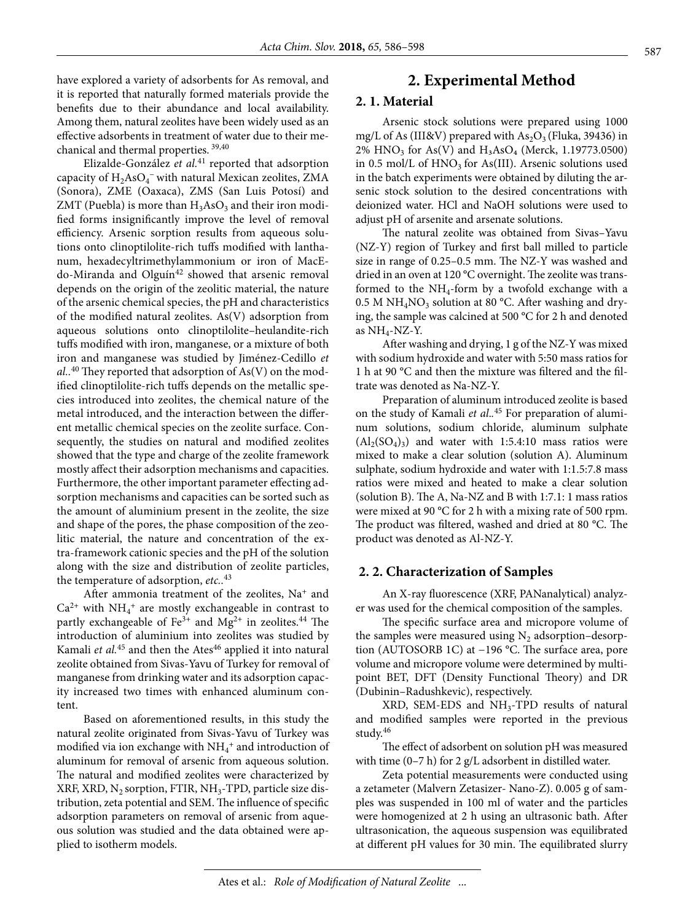have explored a variety of adsorbents for As removal, and it is reported that naturally formed materials provide the benefits due to their abundance and local availability. Among them, natural zeolites have been widely used as an effective adsorbents in treatment of water due to their mechanical and thermal properties.[39,40]

Elizalde-González *et al.*[41] reported that adsorption capacity of $H_2AsO_4^-$ with natural Mexican zeolites, ZMA (Sonora), ZME (Oaxaca), ZMS (San Luis Potosí) and ZMT (Puebla) is more than $H_3AsO_3$ and their iron modified forms insignificantly improve the level of removal efficiency. Arsenic sorption results from aqueous solutions onto clinoptilolite-rich tuffs modified with lanthanum, hexadecyltrimethylammonium or iron of MacEdo-Miranda and Olguín[42] showed that arsenic removal depends on the origin of the zeolitic material, the nature of the arsenic chemical species, the pH and characteristics of the modified natural zeolites. As(V) adsorption from aqueous solutions onto clinoptilolite–heulandite-rich tuffs modified with iron, manganese, or a mixture of both iron and manganese was studied by Jiménez-Cedillo *et al.*.[40] They reported that adsorption of As(V) on the modified clinoptilolite-rich tuffs depends on the metallic species introduced into zeolites, the chemical nature of the metal introduced, and the interaction between the different metallic chemical species on the zeolite surface. Consequently, the studies on natural and modified zeolites showed that the type and charge of the zeolite framework mostly affect their adsorption mechanisms and capacities. Furthermore, the other important parameter effecting adsorption mechanisms and capacities can be sorted such as the amount of aluminium present in the zeolite, the size and shape of the pores, the phase composition of the zeolitic material, the nature and concentration of the extra-framework cationic species and the pH of the solution along with the size and distribution of zeolite particles, the temperature of adsorption, *etc.*.[43]

After ammonia treatment of the zeolites, $Na^+$ and $Ca^{2+}$ with $NH_4^+$ are mostly exchangeable in contrast to partly exchangeable of $Fe^{3+}$ and $Mg^{2+}$ in zeolites.[44] The introduction of aluminium into zeolites was studied by Kamali *et al.*[45] and then the Ates[46] applied it into natural zeolite obtained from Sivas-Yavu of Turkey for removal of manganese from drinking water and its adsorption capacity increased two times with enhanced aluminum content.

Based on aforementioned results, in this study the natural zeolite originated from Sivas-Yavu of Turkey was modified via ion exchange with $NH_4^+$ and introduction of aluminum for removal of arsenic from aqueous solution. The natural and modified zeolites were characterized by XRF, XRD, $N_2$ sorption, FTIR, $NH_3$-TPD, particle size distribution, zeta potential and SEM. The influence of specific adsorption parameters on removal of arsenic from aqueous solution was studied and the data obtained were applied to isotherm models.

# 2. Experimental Method

## 2. 1. Material

Arsenic stock solutions were prepared using 1000 mg/L of As (III&V) prepared with $As_2O_3$ (Fluka, 39436) in 2% $HNO_3$ for As(V) and $H_3AsO_4$ (Merck, 1.19773.0500) in 0.5 mol/L of $HNO_3$ for As(III). Arsenic solutions used in the batch experiments were obtained by diluting the arsenic stock solution to the desired concentrations with deionized water. HCl and NaOH solutions were used to adjust pH of arsenite and arsenate solutions.

The natural zeolite was obtained from Sivas–Yavu (NZ-Y) region of Turkey and first ball milled to particle size in range of 0.25–0.5 mm. The NZ-Y was washed and dried in an oven at 120 °C overnight. The zeolite was transformed to the $NH_4$-form by a twofold exchange with a 0.5 M $NH_4NO_3$ solution at 80 °C. After washing and drying, the sample was calcined at 500 °C for 2 h and denoted as $NH_4$-NZ-Y.

After washing and drying, 1 g of the NZ-Y was mixed with sodium hydroxide and water with 5:50 mass ratios for 1 h at 90 °C and then the mixture was filtered and the filtrate was denoted as Na-NZ-Y.

Preparation of aluminum introduced zeolite is based on the study of Kamali *et al.*.[45] For preparation of aluminum solutions, sodium chloride, aluminum sulphate ($Al_2(SO_4)_3$) and water with 1:5.4:10 mass ratios were mixed to make a clear solution (solution A). Aluminum sulphate, sodium hydroxide and water with 1:1.5:7.8 mass ratios were mixed and heated to make a clear solution (solution B). The A, Na-NZ and B with 1:7.1: 1 mass ratios were mixed at 90 °C for 2 h with a mixing rate of 500 rpm. The product was filtered, washed and dried at 80 °C. The product was denoted as Al-NZ-Y.

## 2. 2. Characterization of Samples

An X-ray fluorescence (XRF, PANanalytical) analyzer was used for the chemical composition of the samples.

The specific surface area and micropore volume of the samples were measured using $N_2$ adsorption–desorption (AUTOSORB 1C) at −196 °C. The surface area, pore volume and micropore volume were determined by multipoint BET, DFT (Density Functional Theory) and DR (Dubinin–Radushkevic), respectively.

XRD, SEM-EDS and $NH_3$-TPD results of natural and modified samples were reported in the previous study.[46]

The effect of adsorbent on solution pH was measured with time (0–7 h) for 2 g/L adsorbent in distilled water.

Zeta potential measurements were conducted using a zetameter (Malvern Zetasizer- Nano-Z). 0.005 g of samples was suspended in 100 ml of water and the particles were homogenized at 2 h using an ultrasonic bath. After ultrasonication, the aqueous suspension was equilibrated at different pH values for 30 min. The equilibrated slurry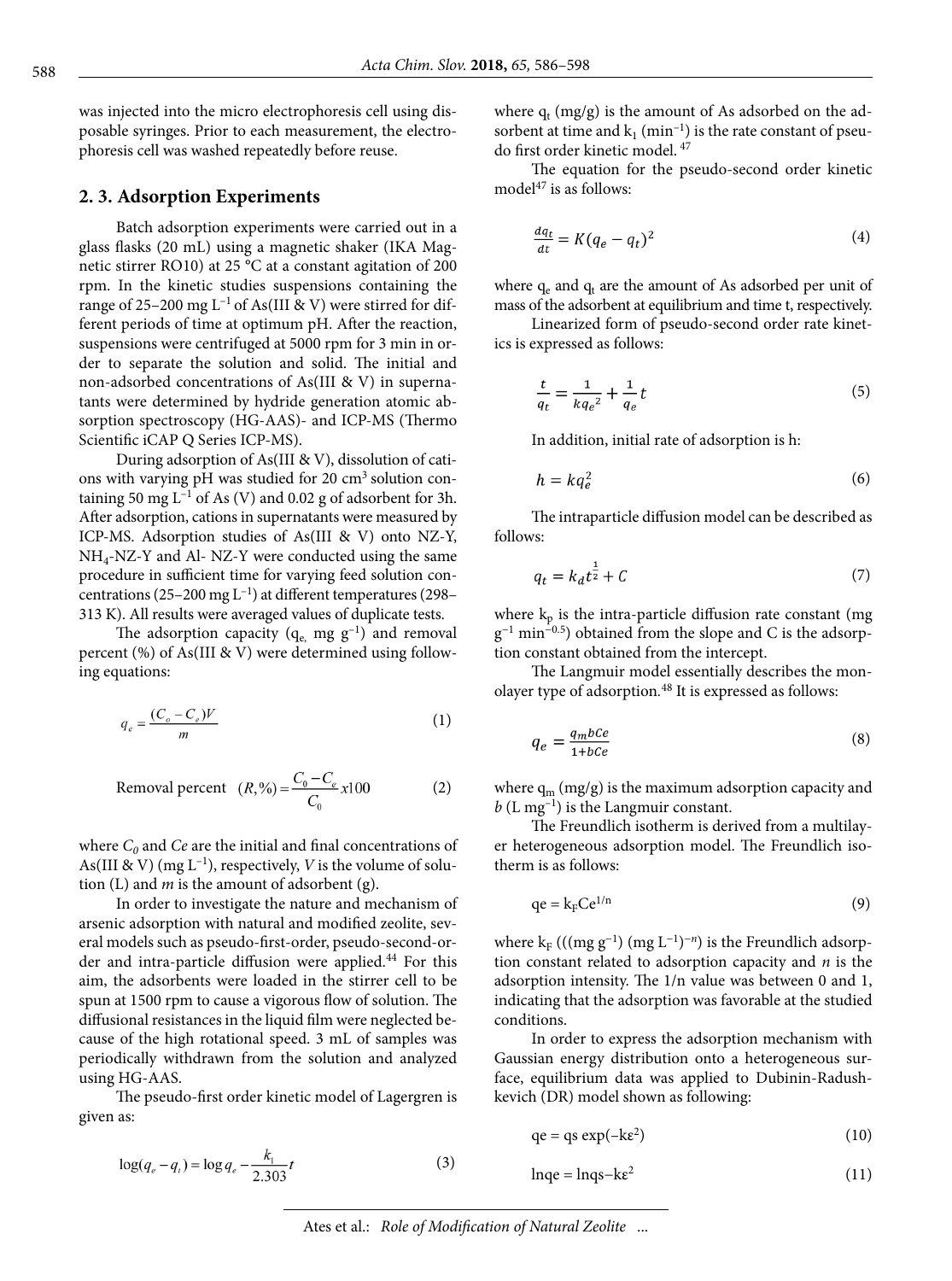was injected into the micro electrophoresis cell using disposable syringes. Prior to each measurement, the electrophoresis cell was washed repeatedly before reuse.

## 2. 3. Adsorption Experiments

Batch adsorption experiments were carried out in a glass flasks (20 mL) using a magnetic shaker (IKA Magnetic stirrer RO10) at 25 °C at a constant agitation of 200 rpm. In the kinetic studies suspensions containing the range of 25–200 mg $L^{-1}$ of As(III & V) were stirred for different periods of time at optimum pH. After the reaction, suspensions were centrifuged at 5000 rpm for 3 min in order to separate the solution and solid. The initial and non-adsorbed concentrations of As(III & V) in supernatants were determined by hydride generation atomic absorption spectroscopy (HG-AAS)- and ICP-MS (Thermo Scientific iCAP Q Series ICP-MS).

During adsorption of As(III & V), dissolution of cations with varying pH was studied for 20 $cm^3$ solution containing 50 mg $L^{-1}$ of As (V) and 0.02 g of adsorbent for 3h. After adsorption, cations in supernatants were measured by ICP-MS. Adsorption studies of As(III & V) onto NZ-Y, $NH_4$-NZ-Y and Al- NZ-Y were conducted using the same procedure in sufficient time for varying feed solution concentrations (25–200 mg $L^{-1}$) at different temperatures (298–313 K). All results were averaged values of duplicate tests.

The adsorption capacity ($q_e$, mg $g^{-1}$) and removal percent (%) of As(III & V) were determined using following equations:

$$q_e = \frac{(C_o - C_e)V}{m} \tag{1}$$

$$\text{Removal percent} \quad (R,\%) = \frac{C_0 - C_e}{C_0} x100 \tag{2}$$

where $C_0$ and $Ce$ are the initial and final concentrations of As(III & V) (mg $L^{-1}$), respectively, $V$ is the volume of solution (L) and $m$ is the amount of adsorbent (g).

In order to investigate the nature and mechanism of arsenic adsorption with natural and modified zeolite, several models such as pseudo-first-order, pseudo-second-order and intra-particle diffusion were applied.[44] For this aim, the adsorbents were loaded in the stirrer cell to be spun at 1500 rpm to cause a vigorous flow of solution. The diffusional resistances in the liquid film were neglected because of the high rotational speed. 3 mL of samples was periodically withdrawn from the solution and analyzed using HG-AAS.

The pseudo-first order kinetic model of Lagergren is given as:

$$\log(q_e - q_t) = \log q_e - \frac{k_1}{2.303} t \tag{3}$$

where $q_t$ (mg/g) is the amount of As adsorbed on the adsorbent at time and $k_1$ ($min^{-1}$) is the rate constant of pseudo first order kinetic model.[47]

The equation for the pseudo-second order kinetic model[47] is as follows:

$$\frac{dq_t}{dt} = K(q_e - q_t)^2 \tag{4}$$

where $q_e$ and $q_t$ are the amount of As adsorbed per unit of mass of the adsorbent at equilibrium and time t, respectively.

Linearized form of pseudo-second order rate kinetics is expressed as follows:

$$\frac{t}{q_t} = \frac{1}{kq_e{}^2} + \frac{1}{q_e} t \tag{5}$$

In addition, initial rate of adsorption is h:

$$h = kq_e^2 \tag{6}$$

The intraparticle diffusion model can be described as follows:

$$q_t = k_d t^{\frac{1}{2}} + C \tag{7}$$

where $k_p$ is the intra-particle diffusion rate constant (mg $g^{-1}$ $min^{-0.5}$) obtained from the slope and C is the adsorption constant obtained from the intercept.

The Langmuir model essentially describes the monolayer type of adsorption.[48] It is expressed as follows:

$$q_e = \frac{q_m bCe}{1 + bCe} \tag{8}$$

where $q_m$ (mg/g) is the maximum adsorption capacity and $b$ (L $mg^{-1}$) is the Langmuir constant.

The Freundlich isotherm is derived from a multilayer heterogeneous adsorption model. The Freundlich isotherm is as follows:

$$qe = k_F Ce^{1/n} \tag{9}$$

where $k_F$ (((mg $g^{-1}$) (mg $L^{-1}$)$^{-n}$) is the Freundlich adsorption constant related to adsorption capacity and $n$ is the adsorption intensity. The 1/n value was between 0 and 1, indicating that the adsorption was favorable at the studied conditions.

In order to express the adsorption mechanism with Gaussian energy distribution onto a heterogeneous surface, equilibrium data was applied to Dubinin-Radushkevich (DR) model shown as following:

$$qe = qs \exp(-k\varepsilon^2) \tag{10}$$

$$\ln qe = \ln qs - k\varepsilon^2 \tag{11}$$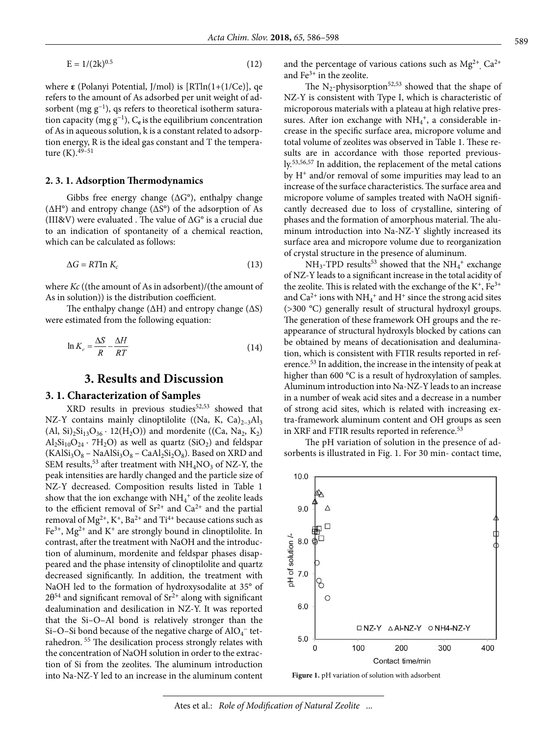$$E = 1/(2k)^{0.5} \tag{12}$$

where **ε** (Polanyi Potential, J/mol) is [RTln(1+(1/Ce)], qe refers to the amount of As adsorbed per unit weight of adsorbent (mg g$^{-1}$), qs refers to theoretical isotherm saturation capacity (mg g$^{-1}$), $C_e$ is the equilibrium concentration of As in aqueous solution, k is a constant related to adsorption energy, R is the ideal gas constant and T the temperature (K).[49–51]

### 2. 3. 1. Adsorption Thermodynamics

Gibbs free energy change (ΔG°), enthalpy change (ΔH°) and entropy change (ΔS°) of the adsorption of As (III&V) were evaluated . The value of ΔG° is a crucial due to an indication of spontaneity of a chemical reaction, which can be calculated as follows:

$$\Delta G = RT\ln K_c \tag{13}$$

where *Kc* ((the amount of As in adsorbent)/(the amount of As in solution)) is the distribution coefficient.

The enthalpy change (ΔH) and entropy change (ΔS) were estimated from the following equation:

$$\ln K_c = \frac{\Delta S}{R} - \frac{\Delta H}{RT} \tag{14}$$

## 3. Results and Discussion

### 3. 1. Characterization of Samples

XRD results in previous studies[52,53] showed that NZ-Y contains mainly clinoptilolite ($(Na, K, Ca)_{2-3}Al_3(Al, Si)_2Si_{13}O_{36} \cdot 12(H_2O)$) and mordenite ($(Ca, Na_2, K_2)Al_2Si_{10}O_{24} \cdot 7H_2O$) as well as quartz ($SiO_2$) and feldspar ($KAlSi_3O_8 – NaAlSi_3O_8 – CaAl_2Si_2O_8$). Based on XRD and SEM results,[53] after treatment with $NH_4NO_3$ of NZ-Y, the peak intensities are hardly changed and the particle size of NZ-Y decreased. Composition results listed in Table 1 show that the ion exchange with $NH_4^+$ of the zeolite leads to the efficient removal of $Sr^{2+}$ and $Ca^{2+}$ and the partial removal of $Mg^{2+}$, $K^+$, $Ba^{2+}$ and $Ti^{4+}$ because cations such as $Fe^{3+}$, $Mg^{2+}$ and $K^+$ are strongly bound in clinoptilolite. In contrast, after the treatment with NaOH and the introduction of aluminum, mordenite and feldspar phases disappeared and the phase intensity of clinoptilolite and quartz decreased significantly. In addition, the treatment with NaOH led to the formation of hydroxysodalite at 35° of 2θ[54] and significant removal of $Sr^{2+}$ along with significant dealumination and desilication in NZ-Y. It was reported that the Si–O–Al bond is relatively stronger than the Si–O–Si bond because of the negative charge of $AlO_4^-$ tetrahedron.[55] The desilication process strongly relates with the concentration of NaOH solution in order to the extraction of Si from the zeolites. The aluminum introduction into Na-NZ-Y led to an increase in the aluminum content and the percentage of various cations such as $Mg^{2+}$, $Ca^{2+}$ and $Fe^{3+}$ in the zeolite.

The $N_2$-physisorption[52,53] showed that the shape of NZ-Y is consistent with Type I, which is characteristic of microporous materials with a plateau at high relative pressures. After ion exchange with $NH_4^+$, a considerable increase in the specific surface area, micropore volume and total volume of zeolites was observed in Table 1. These results are in accordance with those reported previously.[53,56,57] In addition, the replacement of the metal cations by $H^+$ and/or removal of some impurities may lead to an increase of the surface characteristics. The surface area and micropore volume of samples treated with NaOH significantly decreased due to loss of crystalline, sintering of phases and the formation of amorphous material. The aluminum introduction into Na-NZ-Y slightly increased its surface area and micropore volume due to reorganization of crystal structure in the presence of aluminum.

$NH_3$-TPD results[53] showed that the $NH_4^+$ exchange of NZ-Y leads to a significant increase in the total acidity of the zeolite. This is related with the exchange of the $K^+$, $Fe^{3+}$ and $Ca^{2+}$ ions with $NH_4^+$ and $H^+$ since the strong acid sites (>300 °C) generally result of structural hydroxyl groups. The generation of these framework OH groups and the reappearance of structural hydroxyls blocked by cations can be obtained by means of decationisation and dealumination, which is consistent with FTIR results reported in reference.[53] In addition, the increase in the intensity of peak at higher than 600 °C is a result of hydroxylation of samples. Aluminum introduction into Na-NZ-Y leads to an increase in a number of weak acid sites and a decrease in a number of strong acid sites, which is related with increasing extra-framework aluminum content and OH groups as seen in XRF and FTIR results reported in reference.[53]

The pH variation of solution in the presence of adsorbents is illustrated in Fig. 1. For 30 min- contact time,

**Figure 1.** pH variation of solution with adsorbent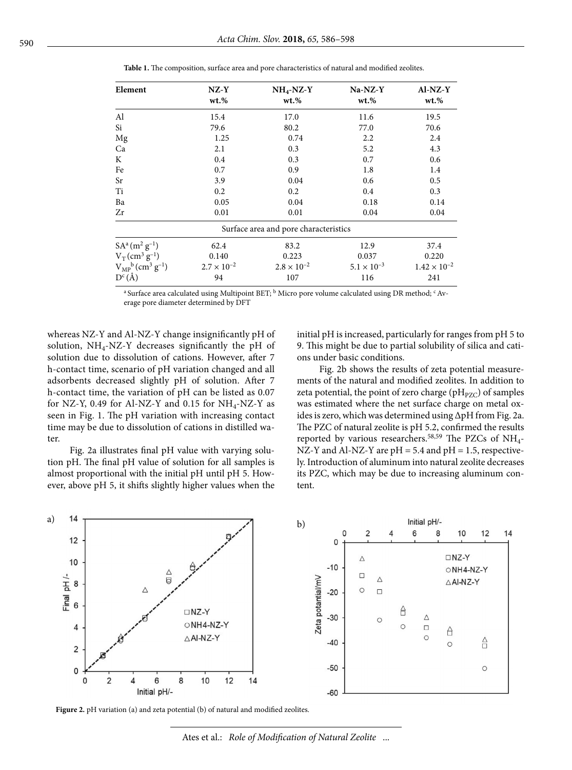**Table 1.** The composition, surface area and pore characteristics of natural and modified zeolites.

| Element | NZ-Y wt.% | $NH_4$-NZ-Y wt.% | Na-NZ-Y wt.% | Al-NZ-Y wt.% |
|---|---|---|---|---|
| Al | 15.4 | 17.0 | 11.6 | 19.5 |
| Si | 79.6 | 80.2 | 77.0 | 70.6 |
| Mg | 1.25 | 0.74 | 2.2 | 2.4 |
| Ca | 2.1 | 0.3 | 5.2 | 4.3 |
| K | 0.4 | 0.3 | 0.7 | 0.6 |
| Fe | 0.7 | 0.9 | 1.8 | 1.4 |
| Sr | 3.9 | 0.04 | 0.6 | 0.5 |
| Ti | 0.2 | 0.2 | 0.4 | 0.3 |
| Ba | 0.05 | 0.04 | 0.18 | 0.14 |
| Zr | 0.01 | 0.01 | 0.04 | 0.04 |
| Surface area and pore characteristics | | | | |
| $SA^a$ ($m^2$ $g^{-1}$) | 62.4 | 83.2 | 12.9 | 37.4 |
| $V_T$ ($cm^3$ $g^{-1}$) | 0.140 | 0.223 | 0.037 | 0.220 |
| $V_{MP}^b$ ($cm^3$ $g^{-1}$) | $2.7 \times 10^{-2}$ | $2.8 \times 10^{-2}$ | $5.1 \times 10^{-3}$ | $1.42 \times 10^{-2}$ |
| $D^c$ (Å) | 94 | 107 | 116 | 241 |

[a] Surface area calculated using Multipoint BET; [b] Micro pore volume calculated using DR method; [c] Average pore diameter determined by DFT

whereas NZ-Y and Al-NZ-Y change insignificantly pH of solution, $NH_4$-NZ-Y decreases significantly the pH of solution due to dissolution of cations. However, after 7 h-contact time, scenario of pH variation changed and all adsorbents decreased slightly pH of solution. After 7 h-contact time, the variation of pH can be listed as 0.07 for NZ-Y, 0.49 for Al-NZ-Y and 0.15 for $NH_4$-NZ-Y as seen in Fig. 1. The pH variation with increasing contact time may be due to dissolution of cations in distilled water.

Fig. 2a illustrates final pH value with varying solution pH. The final pH value of solution for all samples is almost proportional with the initial pH until pH 5. However, above pH 5, it shifts slightly higher values when the initial pH is increased, particularly for ranges from pH 5 to 9. This might be due to partial solubility of silica and cations under basic conditions.

Fig. 2b shows the results of zeta potential measurements of the natural and modified zeolites. In addition to zeta potential, the point of zero charge ($pH_{PZC}$) of samples was estimated where the net surface charge on metal oxides is zero, which was determined using ΔpH from Fig. 2a. The PZC of natural zeolite is pH 5.2, confirmed the results reported by various researchers.[58,59] The PZCs of $NH_4$-NZ-Y and Al-NZ-Y are pH = 5.4 and pH = 1.5, respectively. Introduction of aluminum into natural zeolite decreases its PZC, which may be due to increasing aluminum content.

**Figure 2.** pH variation (a) and zeta potential (b) of natural and modified zeolites.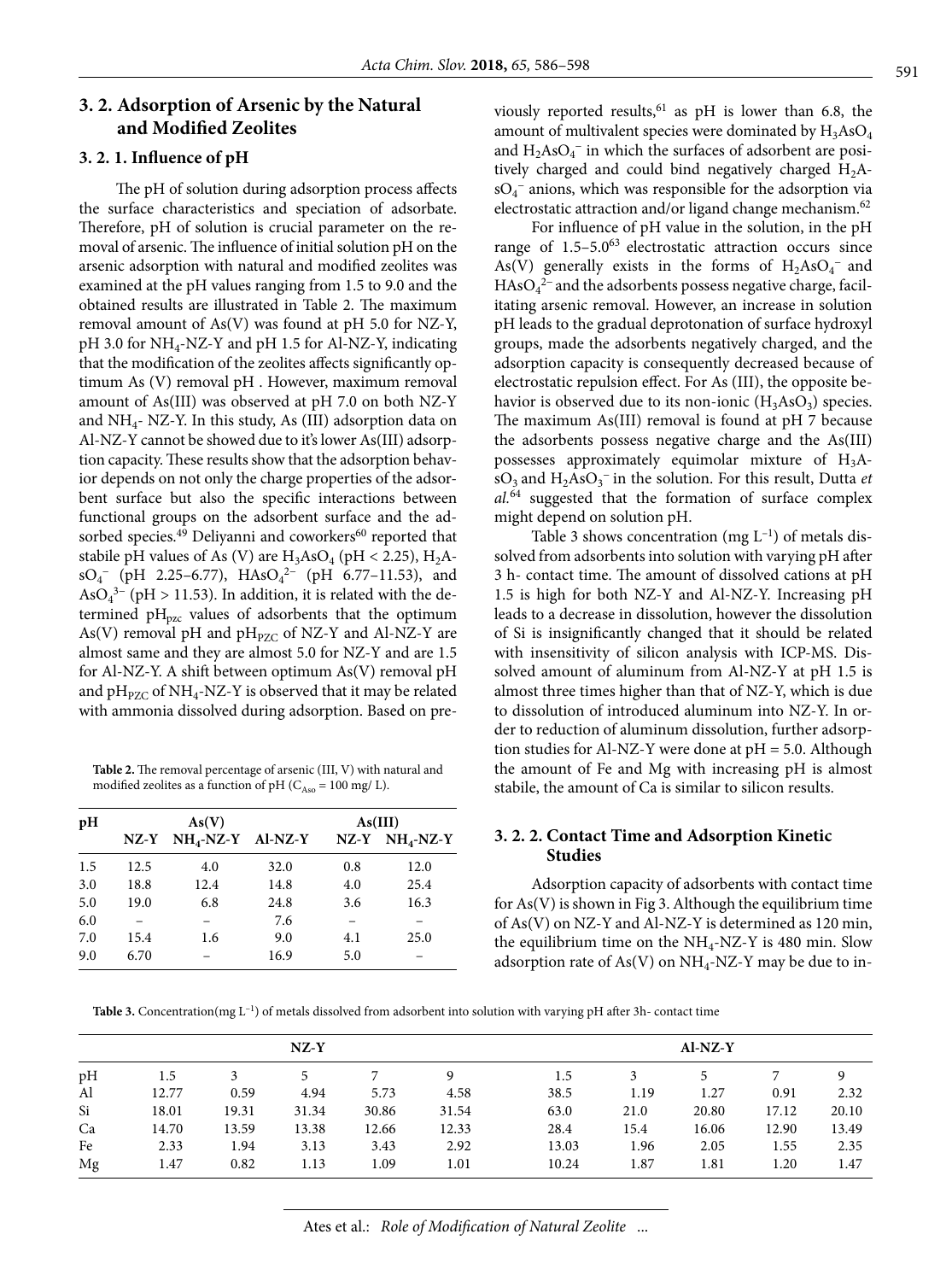## 3. 2. Adsorption of Arsenic by the Natural and Modified Zeolites

### 3. 2. 1. Influence of pH

The pH of solution during adsorption process affects the surface characteristics and speciation of adsorbate. Therefore, pH of solution is crucial parameter on the removal of arsenic. The influence of initial solution pH on the arsenic adsorption with natural and modified zeolites was examined at the pH values ranging from 1.5 to 9.0 and the obtained results are illustrated in Table 2. The maximum removal amount of As(V) was found at pH 5.0 for NZ-Y, pH 3.0 for $NH_4$-NZ-Y and pH 1.5 for Al-NZ-Y, indicating that the modification of the zeolites affects significantly optimum As (V) removal pH . However, maximum removal amount of As(III) was observed at pH 7.0 on both NZ-Y and $NH_4$- NZ-Y. In this study, As (III) adsorption data on Al-NZ-Y cannot be showed due to it's lower As(III) adsorption capacity. These results show that the adsorption behavior depends on not only the charge properties of the adsorbent surface but also the specific interactions between functional groups on the adsorbent surface and the adsorbed species.[49] Deliyanni and coworkers[60] reported that stabile pH values of As (V) are $H_3AsO_4$ (pH < 2.25), $H_2AsO_4^-$ (pH 2.25–6.77), $HAsO_4^{2-}$ (pH 6.77–11.53), and $AsO_4^{3-}$ (pH > 11.53). In addition, it is related with the determined $pH_{pzc}$ values of adsorbents that the optimum As(V) removal pH and $pH_{PZC}$ of NZ-Y and Al-NZ-Y are almost same and they are almost 5.0 for NZ-Y and are 1.5 for Al-NZ-Y. A shift between optimum As(V) removal pH and $pH_{PZC}$ of $NH_4$-NZ-Y is observed that it may be related with ammonia dissolved during adsorption. Based on previously reported results,[61] as pH is lower than 6.8, the amount of multivalent species were dominated by $H_3AsO_4$ and $H_2AsO_4^-$ in which the surfaces of adsorbent are positively charged and could bind negatively charged $H_2AsO_4^-$ anions, which was responsible for the adsorption via electrostatic attraction and/or ligand change mechanism.[62]

For influence of pH value in the solution, in the pH range of 1.5–5.0[63] electrostatic attraction occurs since As(V) generally exists in the forms of $H_2AsO_4^-$ and $HAsO_4^{2-}$ and the adsorbents possess negative charge, facilitating arsenic removal. However, an increase in solution pH leads to the gradual deprotonation of surface hydroxyl groups, made the adsorbents negatively charged, and the adsorption capacity is consequently decreased because of electrostatic repulsion effect. For As (III), the opposite behavior is observed due to its non-ionic ($H_3AsO_3$) species. The maximum As(III) removal is found at pH 7 because the adsorbents possess negative charge and the As(III) possesses approximately equimolar mixture of $H_3AsO_3$ and $H_2AsO_3^-$ in the solution. For this result, Dutta *et al.*[64] suggested that the formation of surface complex might depend on solution pH.

Table 3 shows concentration (mg $L^{-1}$) of metals dissolved from adsorbents into solution with varying pH after 3 h- contact time. The amount of dissolved cations at pH 1.5 is high for both NZ-Y and Al-NZ-Y. Increasing pH leads to a decrease in dissolution, however the dissolution of Si is insignificantly changed that it should be related with insensitivity of silicon analysis with ICP-MS. Dissolved amount of aluminum from Al-NZ-Y at pH 1.5 is almost three times higher than that of NZ-Y, which is due to dissolution of introduced aluminum into NZ-Y. In order to reduction of aluminum dissolution, further adsorption studies for Al-NZ-Y were done at pH = 5.0. Although the amount of Fe and Mg with increasing pH is almost stabile, the amount of Ca is similar to silicon results.

**Table 2.** The removal percentage of arsenic (III, V) with natural and modified zeolites as a function of pH ($C_{Aso}$ = 100 mg/ L).

| pH | As(V) | | | As(III) | |
|---|---|---|---|---|---|
| | NZ-Y | $NH_4$-NZ-Y | Al-NZ-Y | NZ-Y | $NH_4$-NZ-Y |
| 1.5 | 12.5 | 4.0 | 32.0 | 0.8 | 12.0 |
| 3.0 | 18.8 | 12.4 | 14.8 | 4.0 | 25.4 |
| 5.0 | 19.0 | 6.8 | 24.8 | 3.6 | 16.3 |
| 6.0 | – | – | 7.6 | – | – |
| 7.0 | 15.4 | 1.6 | 9.0 | 4.1 | 25.0 |
| 9.0 | 6.70 | – | 16.9 | 5.0 | – |

### 3. 2. 2. Contact Time and Adsorption Kinetic Studies

Adsorption capacity of adsorbents with contact time for As(V) is shown in Fig 3. Although the equilibrium time of As(V) on NZ-Y and Al-NZ-Y is determined as 120 min, the equilibrium time on the $NH_4$-NZ-Y is 480 min. Slow adsorption rate of As(V) on $NH_4$-NZ-Y may be due to in-

**Table 3.** Concentration(mg $L^{-1}$) of metals dissolved from adsorbent into solution with varying pH after 3h- contact time

| | NZ-Y | | | | | Al-NZ-Y | | | | |
|---|---|---|---|---|---|---|---|---|---|---|
| pH | 1.5 | 3 | 5 | 7 | 9 | 1.5 | 3 | 5 | 7 | 9 |
| Al | 12.77 | 0.59 | 4.94 | 5.73 | 4.58 | 38.5 | 1.19 | 1.27 | 0.91 | 2.32 |
| Si | 18.01 | 19.31 | 31.34 | 30.86 | 31.54 | 63.0 | 21.0 | 20.80 | 17.12 | 20.10 |
| Ca | 14.70 | 13.59 | 13.38 | 12.66 | 12.33 | 28.4 | 15.4 | 16.06 | 12.90 | 13.49 |
| Fe | 2.33 | 1.94 | 3.13 | 3.43 | 2.92 | 13.03 | 1.96 | 2.05 | 1.55 | 2.35 |
| Mg | 1.47 | 0.82 | 1.13 | 1.09 | 1.01 | 10.24 | 1.87 | 1.81 | 1.20 | 1.47 |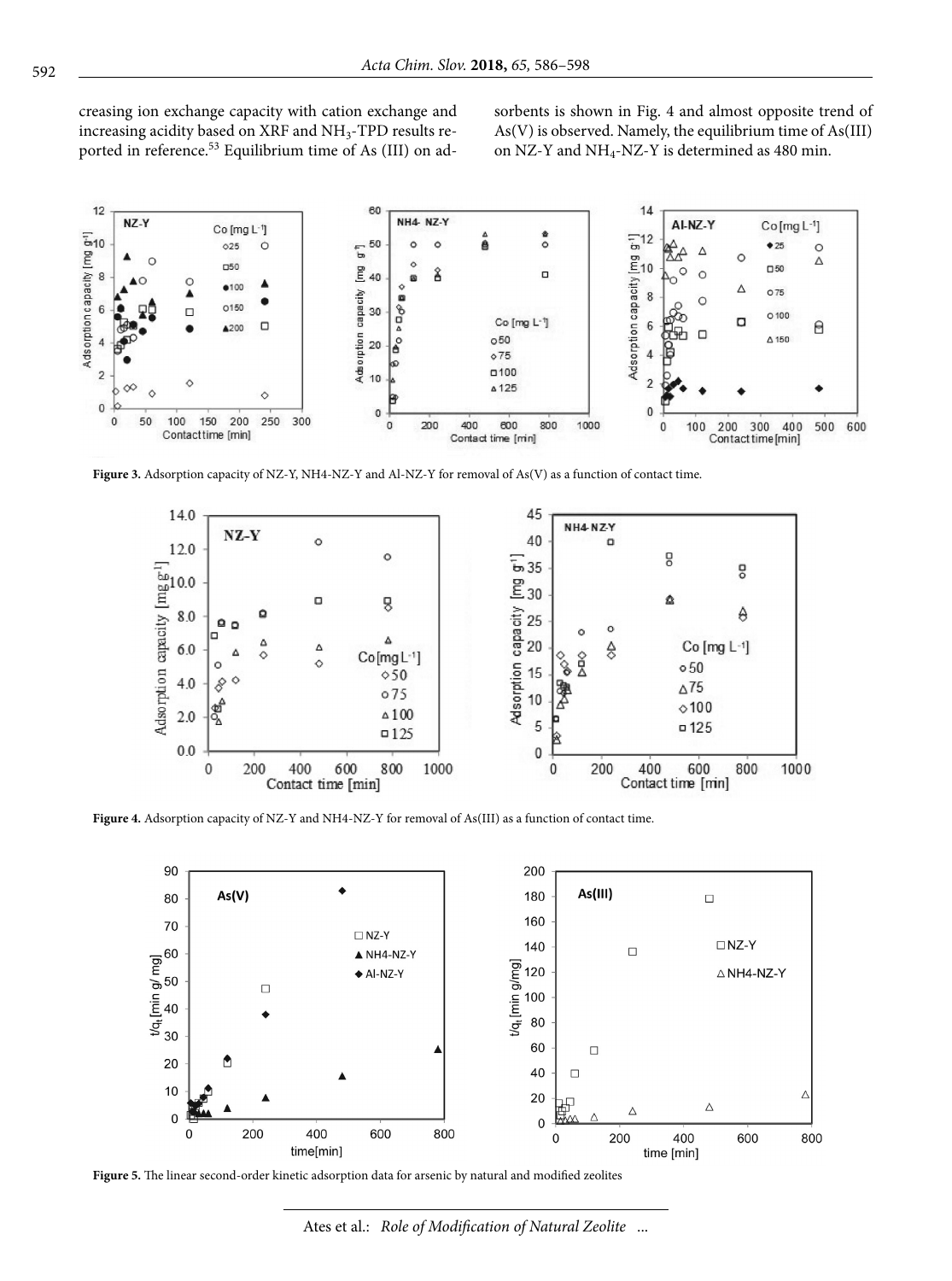creasing ion exchange capacity with cation exchange and increasing acidity based on XRF and $NH_3$-TPD results reported in reference.[53] Equilibrium time of As (III) on adsorbents is shown in Fig. 4 and almost opposite trend of As(V) is observed. Namely, the equilibrium time of As(III) on NZ-Y and $NH_4$-NZ-Y is determined as 480 min.

**Figure 3.** Adsorption capacity of NZ-Y, NH4-NZ-Y and Al-NZ-Y for removal of As(V) as a function of contact time.

**Figure 4.** Adsorption capacity of NZ-Y and NH4-NZ-Y for removal of As(III) as a function of contact time.

**Figure 5.** The linear second-order kinetic adsorption data for arsenic by natural and modified zeolites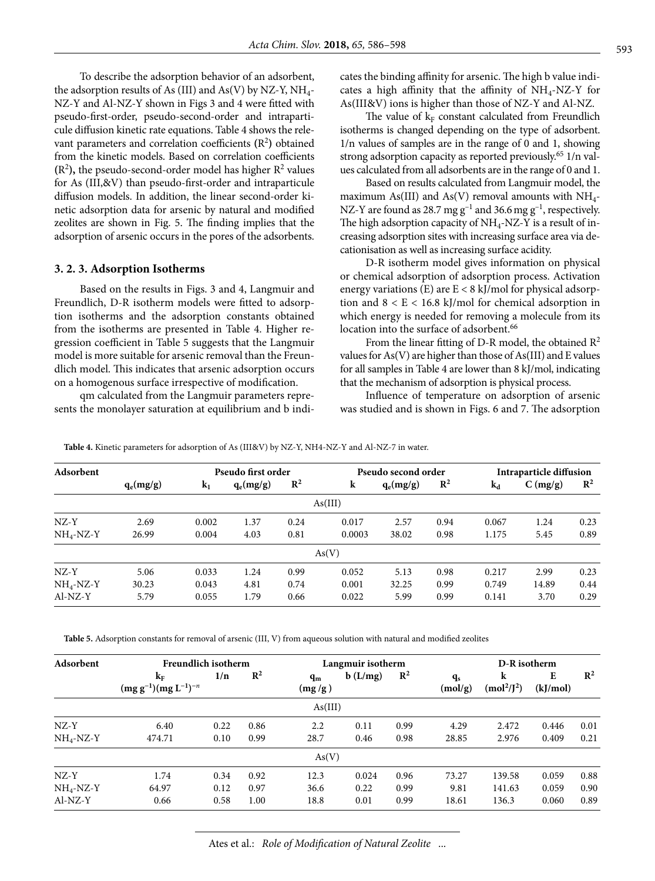To describe the adsorption behavior of an adsorbent, the adsorption results of As (III) and As(V) by NZ-Y, $NH_4$-NZ-Y and Al-NZ-Y shown in Figs 3 and 4 were fitted with pseudo-first-order, pseudo-second-order and intraparticule diffusion kinetic rate equations. Table 4 shows the relevant parameters and correlation coefficients ($R^2$) obtained from the kinetic models. Based on correlation coefficients **($R^2$),** the pseudo-second-order model has higher $R^2$ values for As (III,&V) than pseudo-first-order and intraparticule diffusion models. In addition, the linear second-order kinetic adsorption data for arsenic by natural and modified zeolites are shown in Fig. 5. The finding implies that the adsorption of arsenic occurs in the pores of the adsorbents.

### 3. 2. 3. Adsorption Isotherms

Based on the results in Figs. 3 and 4, Langmuir and Freundlich, D-R isotherm models were fitted to adsorption isotherms and the adsorption constants obtained from the isotherms are presented in Table 4. Higher regression coefficient in Table 5 suggests that the Langmuir model is more suitable for arsenic removal than the Freundlich model. This indicates that arsenic adsorption occurs on a homogenous surface irrespective of modification.

qm calculated from the Langmuir parameters represents the monolayer saturation at equilibrium and b indicates the binding affinity for arsenic. The high b value indicates a high affinity that the affinity of $NH_4$-NZ-Y for As(III&V) ions is higher than those of NZ-Y and Al-NZ.

The value of $k_F$ constant calculated from Freundlich isotherms is changed depending on the type of adsorbent. 1/n values of samples are in the range of 0 and 1, showing strong adsorption capacity as reported previously.[65] 1/n values calculated from all adsorbents are in the range of 0 and 1.

Based on results calculated from Langmuir model, the maximum As(III) and As(V) removal amounts with $NH_4$-NZ-Y are found as 28.7 mg $g^{-1}$ and 36.6 mg $g^{-1}$, respectively. The high adsorption capacity of $NH_4$-NZ-Y is a result of increasing adsorption sites with increasing surface area via decationisation as well as increasing surface acidity.

D-R isotherm model gives information on physical or chemical adsorption of adsorption process. Activation energy variations (E) are $E < 8$ kJ/mol for physical adsorption and $8 < E < 16.8$ kJ/mol for chemical adsorption in which energy is needed for removing a molecule from its location into the surface of adsorbent.[66]

From the linear fitting of D-R model, the obtained $R^2$ values for As(V) are higher than those of As(III) and E values for all samples in Table 4 are lower than 8 kJ/mol, indicating that the mechanism of adsorption is physical process.

Influence of temperature on adsorption of arsenic was studied and is shown in Figs. 6 and 7. The adsorption

**Table 4.** Kinetic parameters for adsorption of As (III&V) by NZ-Y, NH4-NZ-Y and Al-NZ-7 in water.

| Adsorbent | | Pseudo first order | | | Pseudo second order | | | Intraparticle diffusion | | |
|---|---|---|---|---|---|---|---|---|---|---|
| | $q_e$(mg/g) | $k_1$ | $q_e$(mg/g) | $R^2$ | k | $q_e$(mg/g) | $R^2$ | $k_d$ | C (mg/g) | $R^2$ |
| | | | | | As(III) | | | | | |
| NZ-Y | 2.69 | 0.002 | 1.37 | 0.24 | 0.017 | 2.57 | 0.94 | 0.067 | 1.24 | 0.23 |
| $NH_4$-NZ-Y | 26.99 | 0.004 | 4.03 | 0.81 | 0.0003 | 38.02 | 0.98 | 1.175 | 5.45 | 0.89 |
| | | | | | As(V) | | | | | |
| NZ-Y | 5.06 | 0.033 | 1.24 | 0.99 | 0.052 | 5.13 | 0.98 | 0.217 | 2.99 | 0.23 |
| $NH_4$-NZ-Y | 30.23 | 0.043 | 4.81 | 0.74 | 0.001 | 32.25 | 0.99 | 0.749 | 14.89 | 0.44 |
| Al-NZ-Y | 5.79 | 0.055 | 1.79 | 0.66 | 0.022 | 5.99 | 0.99 | 0.141 | 3.70 | 0.29 |

**Table 5.** Adsorption constants for removal of arsenic (III, V) from aqueous solution with natural and modified zeolites

| Adsorbent | Freundlich isotherm | | | Langmuir isotherm | | | D-R isotherm | | | |
|---|---|---|---|---|---|---|---|---|---|---|
| | $k_F$ $(mg\ g^{-1})(mg\ L^{-1})^{-n}$ | 1/n | $R^2$ | $q_m$ (mg /g ) | b (L/mg) | $R^2$ | $q_s$ (mol/g) | k ($mol^2/J^2$) | E (kJ/mol) | $R^2$ |
| | | | | | As(III) | | | | | |
| NZ-Y | 6.40 | 0.22 | 0.86 | 2.2 | 0.11 | 0.99 | 4.29 | 2.472 | 0.446 | 0.01 |
| $NH_4$-NZ-Y | 474.71 | 0.10 | 0.99 | 28.7 | 0.46 | 0.98 | 28.85 | 2.976 | 0.409 | 0.21 |
| | | | | | As(V) | | | | | |
| NZ-Y | 1.74 | 0.34 | 0.92 | 12.3 | 0.024 | 0.96 | 73.27 | 139.58 | 0.059 | 0.88 |
| $NH_4$-NZ-Y | 64.97 | 0.12 | 0.97 | 36.6 | 0.22 | 0.99 | 9.81 | 141.63 | 0.059 | 0.90 |
| Al-NZ-Y | 0.66 | 0.58 | 1.00 | 18.8 | 0.01 | 0.99 | 18.61 | 136.3 | 0.060 | 0.89 |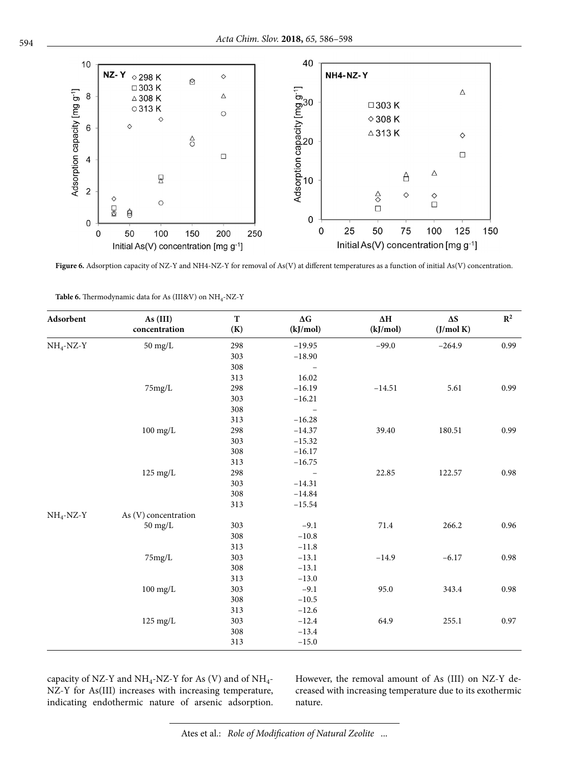**Figure 6.** Adsorption capacity of NZ-Y and NH4-NZ-Y for removal of As(V) at different temperatures as a function of initial As(V) concentration.

**Table 6.** Thermodynamic data for As (III&V) on $NH_4$-NZ-Y

| Adsorbent | As (III) concentration | T (K) | ΔG (kJ/mol) | ΔH (kJ/mol) | ΔS (J/mol K) | $R^2$ |
|---|---|---|---|---|---|---|
| $NH_4$-NZ-Y | 50 mg/L | 298 | −19.95 | −99.0 | −264.9 | 0.99 |
| | | 303 | −18.90 | | | |
| | | 308 | – | | | |
| | | 313 | 16.02 | | | |
| | 75mg/L | 298 | −16.19 | −14.51 | 5.61 | 0.99 |
| | | 303 | −16.21 | | | |
| | | 308 | – | | | |
| | | 313 | −16.28 | | | |
| | 100 mg/L | 298 | −14.37 | 39.40 | 180.51 | 0.99 |
| | | 303 | −15.32 | | | |
| | | 308 | −16.17 | | | |
| | | 313 | −16.75 | | | |
| | 125 mg/L | 298 | – | 22.85 | 122.57 | 0.98 |
| | | 303 | −14.31 | | | |
| | | 308 | −14.84 | | | |
| | | 313 | −15.54 | | | |
| $NH_4$-NZ-Y | As (V) concentration | | | | | |
| | 50 mg/L | 303 | −9.1 | 71.4 | 266.2 | 0.96 |
| | | 308 | −10.8 | | | |
| | | 313 | −11.8 | | | |
| | 75mg/L | 303 | −13.1 | −14.9 | −6.17 | 0.98 |
| | | 308 | −13.1 | | | |
| | | 313 | −13.0 | | | |
| | 100 mg/L | 303 | −9.1 | 95.0 | 343.4 | 0.98 |
| | | 308 | −10.5 | | | |
| | | 313 | −12.6 | | | |
| | 125 mg/L | 303 | −12.4 | 64.9 | 255.1 | 0.97 |
| | | 308 | −13.4 | | | |
| | | 313 | −15.0 | | | |

capacity of NZ-Y and $NH_4$-NZ-Y for As (V) and of $NH_4$-NZ-Y for As(III) increases with increasing temperature, indicating endothermic nature of arsenic adsorption. However, the removal amount of As (III) on NZ-Y decreased with increasing temperature due to its exothermic nature.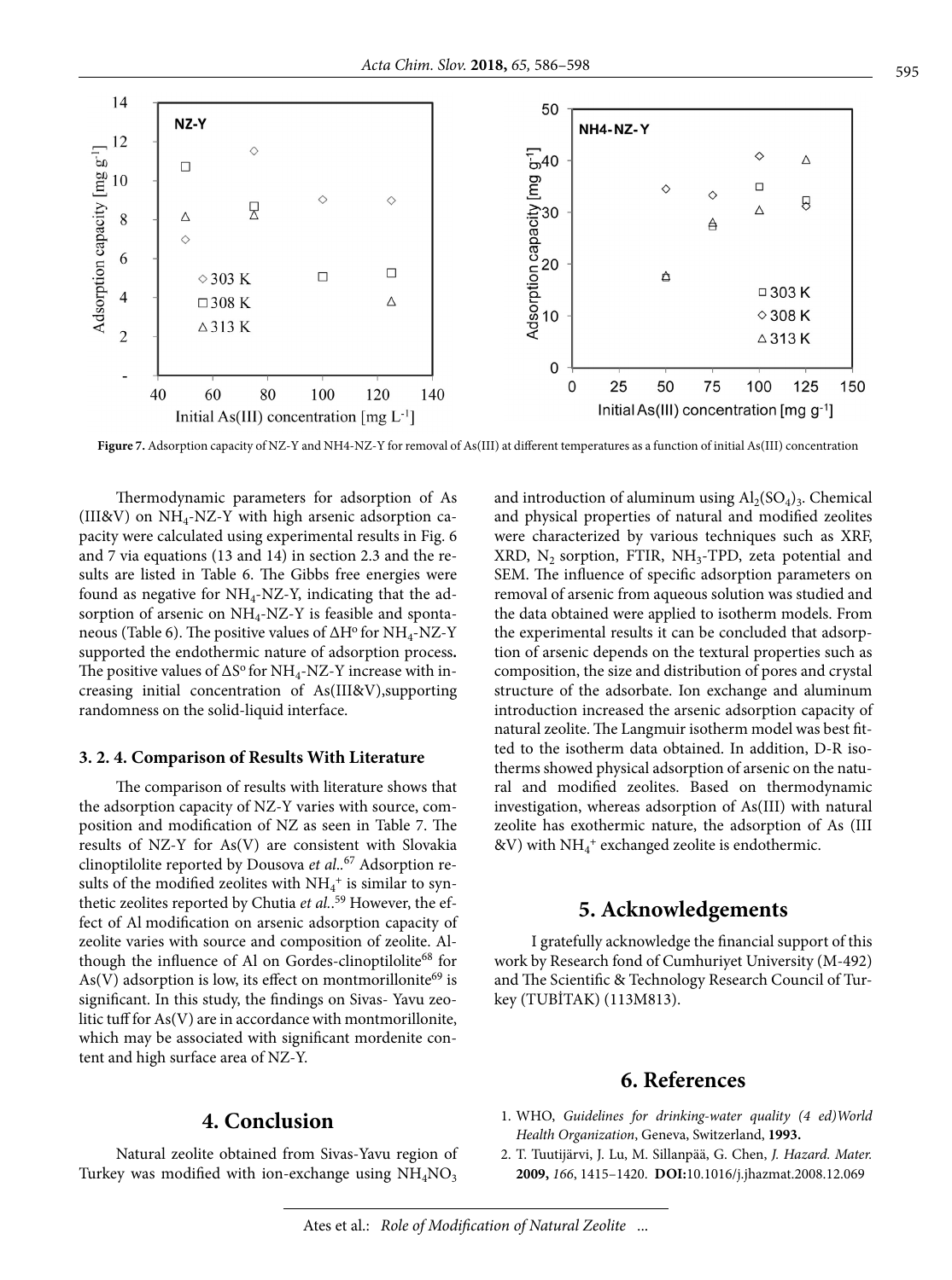**Figure 7.** Adsorption capacity of NZ-Y and NH4-NZ-Y for removal of As(III) at different temperatures as a function of initial As(III) concentration

Thermodynamic parameters for adsorption of As (III&V) on $NH_4$-NZ-Y with high arsenic adsorption capacity were calculated using experimental results in Fig. 6 and 7 via equations (13 and 14) in section 2.3 and the results are listed in Table 6. The Gibbs free energies were found as negative for $NH_4$-NZ-Y, indicating that the adsorption of arsenic on $NH_4$-NZ-Y is feasible and spontaneous (Table 6). The positive values of $\Delta H^o$ for $NH_4$-NZ-Y supported the endothermic nature of adsorption process**.** The positive values of $\Delta S^o$ for $NH_4$-NZ-Y increase with increasing initial concentration of As(III&V),supporting randomness on the solid-liquid interface.

### 3. 2. 4. Comparison of Results With Literature

The comparison of results with literature shows that the adsorption capacity of NZ-Y varies with source, composition and modification of NZ as seen in Table 7. The results of NZ-Y for As(V) are consistent with Slovakia clinoptilolite reported by Dousova *et al.*.[67] Adsorption results of the modified zeolites with $NH_4^+$ is similar to synthetic zeolites reported by Chutia *et al.*.[59] However, the effect of Al modification on arsenic adsorption capacity of zeolite varies with source and composition of zeolite. Although the influence of Al on Gordes-clinoptilolite[68] for As(V) adsorption is low, its effect on montmorillonite[69] is significant. In this study, the findings on Sivas- Yavu zeolitic tuff for As(V) are in accordance with montmorillonite, which may be associated with significant mordenite content and high surface area of NZ-Y.

## 4. Conclusion

Natural zeolite obtained from Sivas-Yavu region of Turkey was modified with ion-exchange using $NH_4NO_3$ and introduction of aluminum using $Al_2(SO_4)_3$. Chemical and physical properties of natural and modified zeolites were characterized by various techniques such as XRF, XRD, $N_2$ sorption, FTIR, $NH_3$-TPD, zeta potential and SEM. The influence of specific adsorption parameters on removal of arsenic from aqueous solution was studied and the data obtained were applied to isotherm models. From the experimental results it can be concluded that adsorption of arsenic depends on the textural properties such as composition, the size and distribution of pores and crystal structure of the adsorbate. Ion exchange and aluminum introduction increased the arsenic adsorption capacity of natural zeolite. The Langmuir isotherm model was best fitted to the isotherm data obtained. In addition, D-R isotherms showed physical adsorption of arsenic on the natural and modified zeolites. Based on thermodynamic investigation, whereas adsorption of As(III) with natural zeolite has exothermic nature, the adsorption of As (III &V) with $NH_4^+$ exchanged zeolite is endothermic.

## 5. Acknowledgements

I gratefully acknowledge the financial support of this work by Research fond of Cumhuriyet University (M-492) and The Scientific & Technology Research Council of Turkey (TUBİTAK) (113M813).

## 6. References

1. WHO, *Guidelines for drinking-water quality (4 ed)World Health Organization*, Geneva, Switzerland, **1993.**
2. T. Tuutijärvi, J. Lu, M. Sillanpää, G. Chen, *J. Hazard. Mater.* **2009,** *166*, 1415–1420. **DOI:**10.1016/j.jhazmat.2008.12.069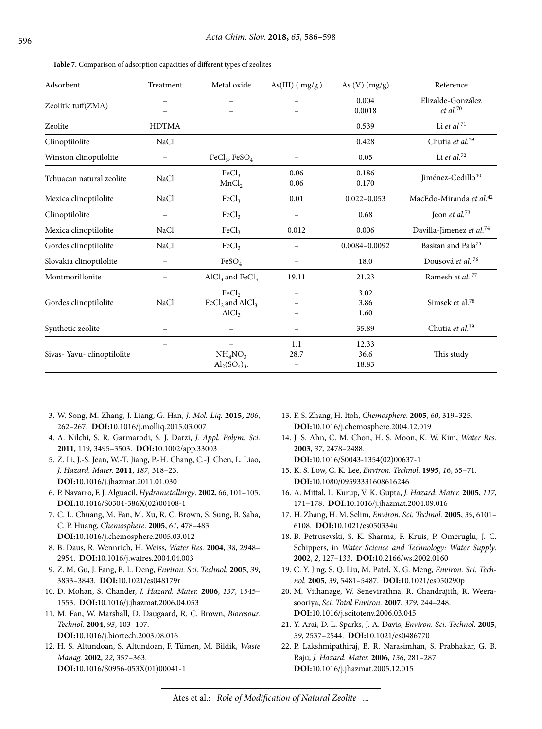**Table 7.** Comparison of adsorption capacities of different types of zeolites

| Adsorbent | Treatment | Metal oxide | As(III) ( mg/g ) | As (V) (mg/g) | Reference |
|---|---|---|---|---|---|
| Zeolitic tuff(ZMA) | – <br> – | – <br> – | – <br> – | 0.004 <br> 0.0018 | Elizalde-González *et al.*[70] |
| Zeolite | HDTMA | | | 0.539 | Li *et al* [71] |
| Clinoptilolite | NaCl | | | 0.428 | Chutia *et al.*[59] |
| Winston clinoptilolite | – | $FeCl_3$, $FeSO_4$ | – | 0.05 | Li *et al.*[72] |
| Tehuacan natural zeolite | NaCl | $FeCl_3$ <br> $MnCl_2$ | 0.06 <br> 0.06 | 0.186 <br> 0.170 | Jiménez-Cedillo[40] |
| Mexica clinoptilolite | NaCl | $FeCl_3$ | 0.01 | 0.022–0.053 | MacEdo-Miranda *et al.*[42] |
| Clinoptilolite | – | $FeCl_3$ | – | 0.68 | Jeon *et al.*[73] |
| Mexica clinoptilolite | NaCl | $FeCl_3$ | 0.012 | 0.006 | Davilla-Jimenez *et al.*[74] |
| Gordes clinoptilolite | NaCl | $FeCl_3$ | – | 0.0084–0.0092 | Baskan and Pala[75] |
| Slovakia clinoptilolite | – | $FeSO_4$ | – | 18.0 | Dousová *et al.* [76] |
| Montmorillonite | – | $AlCl_3$ and $FeCl_3$ | 19.11 | 21.23 | Ramesh *et al.* [77] |
| Gordes clinoptilolite | NaCl | $FeCl_2$ <br> $FeCl_2$ and $AlCl_3$ <br> $AlCl_3$ | – <br> – <br> – | 3.02 <br> 3.86 <br> 1.60 | Simsek et al.[78] |
| Synthetic zeolite | – | – | – | 35.89 | Chutia *et al.*[39] |
| Sivas- Yavu- clinoptilolite | – | – <br> $NH_4NO_3$ <br> $Al_2(SO_4)_3$. | 1.1 <br> 28.7 <br> – | 12.33 <br> 36.6 <br> 18.83 | This study |

3. W. Song, M. Zhang, J. Liang, G. Han, *J. Mol. Liq.* **2015,** *206*, 262–267. **DOI:**10.1016/j.molliq.2015.03.007
4. A. Nilchi, S. R. Garmarodi, S. J. Darzi, *J. Appl. Polym. Sci.* **2011**, 119, 3495–3503. **DOI:**10.1002/app.33003
5. Z. Li, J.-S. Jean, W.-T. Jiang, P.-H. Chang, C.-J. Chen, L. Liao, *J. Hazard. Mater.* **2011**, *187,* 318–23. **DOI:**10.1016/j.jhazmat.2011.01.030
6. P. Navarro, F. J. Alguacil, *Hydrometallurgy*. **2002**, *66*, 101–105. **DOI:**10.1016/S0304-386X(02)00108-1
7. C. L. Chuang, M. Fan, M. Xu, R. C. Brown, S. Sung, B. Saha, C. P. Huang, *Chemosphere*. **2005**, *61*, 478–483. **DOI:**10.1016/j.chemosphere.2005.03.012
8. B. Daus, R. Wennrich, H. Weiss, *Water Res.* **2004**, *38*, 2948–2954. **DOI:**10.1016/j.watres.2004.04.003
9. Z. M. Gu, J. Fang, B. L. Deng, *Environ. Sci. Technol.* **2005**, *39*, 3833–3843. **DOI:**10.1021/es048179r
10. D. Mohan, S. Chander, *J. Hazard. Mater.* **2006**, *137*, 1545–1553. **DOI:**10.1016/j.jhazmat.2006.04.053
11. M. Fan, W. Marshall, D. Daugaard, R. C. Brown, *Bioresour. Technol.* **2004**, *93*, 103–107. **DOI:**10.1016/j.biortech.2003.08.016
12. H. S. Altundoan, S. Altundoan, F. Tümen, M. Bildik, *Waste Manag.* **2002**, *22*, 357–363. **DOI:**10.1016/S0956-053X(01)00041-1
13. F. S. Zhang, H. Itoh, *Chemosphere*. **2005**, *60*, 319–325. **DOI:**10.1016/j.chemosphere.2004.12.019
14. J. S. Ahn, C. M. Chon, H. S. Moon, K. W. Kim, *Water Res.* **2003**, *37*, 2478–2488. **DOI:**10.1016/S0043-1354(02)00637-1
15. K. S. Low, C. K. Lee, *Environ. Technol.* **1995**, *16*, 65–71. **DOI:**10.1080/09593331608616246
16. A. Mittal, L. Kurup, V. K. Gupta, *J. Hazard. Mater.* **2005**, *117*, 171–178. **DOI:**10.1016/j.jhazmat.2004.09.016
17. H. Zhang, H. M. Selim, *Environ. Sci. Technol.* **2005**, *39*, 6101–6108. **DOI:**10.1021/es050334u
18. B. Petrusevski, S. K. Sharma, F. Kruis, P. Omeruglu, J. C. Schippers, in *Water Science and Technology: Water Supply*. **2002**, *2*, 127–133. **DOI:**10.2166/ws.2002.0160
19. C. Y. Jing, S. Q. Liu, M. Patel, X. G. Meng, *Environ. Sci. Technol.* **2005**, *39*, 5481–5487. **DOI:**10.1021/es050290p
20. M. Vithanage, W. Senevirathna, R. Chandrajith, R. Weerasooriya, *Sci. Total Environ.* **2007**, *379*, 244–248. **DOI:**10.1016/j.scitotenv.2006.03.045
21. Y. Arai, D. L. Sparks, J. A. Davis, *Environ. Sci. Technol.* **2005**, *39*, 2537–2544. **DOI:**10.1021/es0486770
22. P. Lakshmipathiraj, B. R. Narasimhan, S. Prabhakar, G. B. Raju, *J. Hazard. Mater.* **2006**, *136*, 281–287. **DOI:**10.1016/j.jhazmat.2005.12.015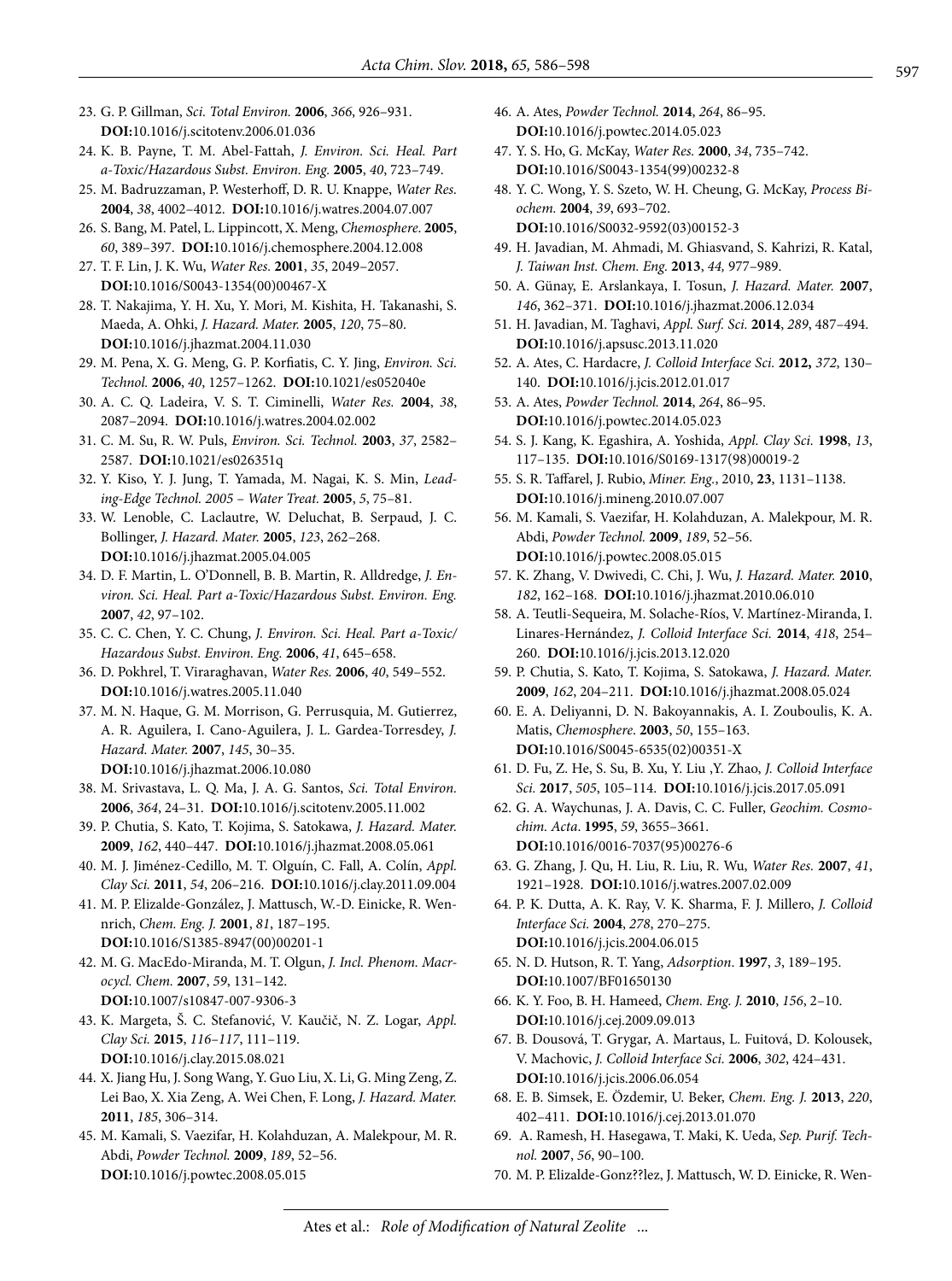23. G. P. Gillman, *Sci. Total Environ.* **2006**, *366*, 926–931. **DOI:**10.1016/j.scitotenv.2006.01.036
24. K. B. Payne, T. M. Abel-Fattah, *J. Environ. Sci. Heal. Part a-Toxic/Hazardous Subst. Environ. Eng.* **2005**, *40*, 723–749.
25. M. Badruzzaman, P. Westerhoff, D. R. U. Knappe, *Water Res.* **2004**, *38*, 4002–4012. **DOI:**10.1016/j.watres.2004.07.007
26. S. Bang, M. Patel, L. Lippincott, X. Meng, *Chemosphere.* **2005**, *60*, 389–397. **DOI:**10.1016/j.chemosphere.2004.12.008
27. T. F. Lin, J. K. Wu, *Water Res.* **2001**, *35*, 2049–2057. **DOI:**10.1016/S0043-1354(00)00467-X
28. T. Nakajima, Y. H. Xu, Y. Mori, M. Kishita, H. Takanashi, S. Maeda, A. Ohki, *J. Hazard. Mater.* **2005**, *120*, 75–80. **DOI:**10.1016/j.jhazmat.2004.11.030
29. M. Pena, X. G. Meng, G. P. Korfiatis, C. Y. Jing, *Environ. Sci. Technol.* **2006**, *40*, 1257–1262. **DOI:**10.1021/es052040e
30. A. C. Q. Ladeira, V. S. T. Ciminelli, *Water Res.* **2004**, *38*, 2087–2094. **DOI:**10.1016/j.watres.2004.02.002
31. C. M. Su, R. W. Puls, *Environ. Sci. Technol.* **2003**, *37*, 2582–2587. **DOI:**10.1021/es026351q
32. Y. Kiso, Y. J. Jung, T. Yamada, M. Nagai, K. S. Min, *Leading-Edge Technol. 2005 – Water Treat.* **2005**, *5*, 75–81.
33. W. Lenoble, C. Laclautre, W. Deluchat, B. Serpaud, J. C. Bollinger, *J. Hazard. Mater.* **2005**, *123*, 262–268. **DOI:**10.1016/j.jhazmat.2005.04.005
34. D. F. Martin, L. O'Donnell, B. B. Martin, R. Alldredge, *J. Environ. Sci. Heal. Part a-Toxic/Hazardous Subst. Environ. Eng.* **2007**, *42*, 97–102.
35. C. C. Chen, Y. C. Chung, *J. Environ. Sci. Heal. Part a-Toxic/Hazardous Subst. Environ. Eng.* **2006**, *41*, 645–658.
36. D. Pokhrel, T. Viraraghavan, *Water Res.* **2006**, *40*, 549–552. **DOI:**10.1016/j.watres.2005.11.040
37. M. N. Haque, G. M. Morrison, G. Perrusquia, M. Gutierrez, A. R. Aguilera, I. Cano-Aguilera, J. L. Gardea-Torresdey, *J. Hazard. Mater.* **2007**, *145*, 30–35. **DOI:**10.1016/j.jhazmat.2006.10.080
38. M. Srivastava, L. Q. Ma, J. A. G. Santos, *Sci. Total Environ.* **2006**, *364*, 24–31. **DOI:**10.1016/j.scitotenv.2005.11.002
39. P. Chutia, S. Kato, T. Kojima, S. Satokawa, *J. Hazard. Mater.* **2009**, *162*, 440–447. **DOI:**10.1016/j.jhazmat.2008.05.061
40. M. J. Jiménez-Cedillo, M. T. Olguín, C. Fall, A. Colín, *Appl. Clay Sci.* **2011**, *54*, 206–216. **DOI:**10.1016/j.clay.2011.09.004
41. M. P. Elizalde-González, J. Mattusch, W.-D. Einicke, R. Wennrich, *Chem. Eng. J.* **2001**, *81*, 187–195. **DOI:**10.1016/S1385-8947(00)00201-1
42. M. G. MacEdo-Miranda, M. T. Olgun, *J. Incl. Phenom. Macrocycl. Chem.* **2007**, *59*, 131–142. **DOI:**10.1007/s10847-007-9306-3
43. K. Margeta, Š. C. Stefanović, V. Kaučič, N. Z. Logar, *Appl. Clay Sci.* **2015**, *116–117*, 111–119. **DOI:**10.1016/j.clay.2015.08.021
44. X. Jiang Hu, J. Song Wang, Y. Guo Liu, X. Li, G. Ming Zeng, Z. Lei Bao, X. Xia Zeng, A. Wei Chen, F. Long, *J. Hazard. Mater.* **2011**, *185*, 306–314.
45. M. Kamali, S. Vaezifar, H. Kolahduzan, A. Malekpour, M. R. Abdi, *Powder Technol.* **2009**, *189*, 52–56. **DOI:**10.1016/j.powtec.2008.05.015
46. A. Ates, *Powder Technol.* **2014**, *264*, 86–95. **DOI:**10.1016/j.powtec.2014.05.023
47. Y. S. Ho, G. McKay, *Water Res.* **2000**, *34*, 735–742. **DOI:**10.1016/S0043-1354(99)00232-8
48. Y. C. Wong, Y. S. Szeto, W. H. Cheung, G. McKay, *Process Biochem.* **2004**, *39*, 693–702. **DOI:**10.1016/S0032-9592(03)00152-3
49. H. Javadian, M. Ahmadi, M. Ghiasvand, S. Kahrizi, R. Katal, *J. Taiwan Inst. Chem. Eng.* **2013**, *44,* 977–989.
50. A. Günay, E. Arslankaya, I. Tosun, *J. Hazard. Mater.* **2007**, *146*, 362–371. **DOI:**10.1016/j.jhazmat.2006.12.034
51. H. Javadian, M. Taghavi, *Appl. Surf. Sci.* **2014**, *289*, 487–494. **DOI:**10.1016/j.apsusc.2013.11.020
52. A. Ates, C. Hardacre, *J. Colloid Interface Sci.* **2012,** *372,* 130–140. **DOI:**10.1016/j.jcis.2012.01.017
53. A. Ates, *Powder Technol.* **2014**, *264*, 86–95. **DOI:**10.1016/j.powtec.2014.05.023
54. S. J. Kang, K. Egashira, A. Yoshida, *Appl. Clay Sci.* **1998**, *13*, 117–135. **DOI:**10.1016/S0169-1317(98)00019-2
55. S. R. Taffarel, J. Rubio, *Miner. Eng.*, 2010, **23**, 1131–1138. **DOI:**10.1016/j.mineng.2010.07.007
56. M. Kamali, S. Vaezifar, H. Kolahduzan, A. Malekpour, M. R. Abdi, *Powder Technol.* **2009**, *189*, 52–56. **DOI:**10.1016/j.powtec.2008.05.015
57. K. Zhang, V. Dwivedi, C. Chi, J. Wu, *J. Hazard. Mater.* **2010**, *182*, 162–168. **DOI:**10.1016/j.jhazmat.2010.06.010
58. A. Teutli-Sequeira, M. Solache-Ríos, V. Martínez-Miranda, I. Linares-Hernández, *J. Colloid Interface Sci.* **2014**, *418*, 254–260. **DOI:**10.1016/j.jcis.2013.12.020
59. P. Chutia, S. Kato, T. Kojima, S. Satokawa, *J. Hazard. Mater.* **2009**, *162*, 204–211. **DOI:**10.1016/j.jhazmat.2008.05.024
60. E. A. Deliyanni, D. N. Bakoyannakis, A. I. Zouboulis, K. A. Matis, *Chemosphere.* **2003**, *50*, 155–163. **DOI:**10.1016/S0045-6535(02)00351-X
61. D. Fu, Z. He, S. Su, B. Xu, Y. Liu ,Y. Zhao, *J. Colloid Interface Sci.* **2017**, *505*, 105–114. **DOI:**10.1016/j.jcis.2017.05.091
62. G. A. Waychunas, J. A. Davis, C. C. Fuller, *Geochim. Cosmochim. Acta*. **1995**, *59*, 3655–3661. **DOI:**10.1016/0016-7037(95)00276-6
63. G. Zhang, J. Qu, H. Liu, R. Liu, R. Wu, *Water Res.* **2007**, *41*, 1921–1928. **DOI:**10.1016/j.watres.2007.02.009
64. P. K. Dutta, A. K. Ray, V. K. Sharma, F. J. Millero, *J. Colloid Interface Sci.* **2004**, *278*, 270–275. **DOI:**10.1016/j.jcis.2004.06.015
65. N. D. Hutson, R. T. Yang, *Adsorption*. **1997**, *3*, 189–195. **DOI:**10.1007/BF01650130
66. K. Y. Foo, B. H. Hameed, *Chem. Eng. J.* **2010**, *156*, 2–10. **DOI:**10.1016/j.cej.2009.09.013
67. B. Dousová, T. Grygar, A. Martaus, L. Fuitová, D. Kolousek, V. Machovic, *J. Colloid Interface Sci.* **2006**, *302*, 424–431. **DOI:**10.1016/j.jcis.2006.06.054
68. E. B. Simsek, E. Özdemir, U. Beker, *Chem. Eng. J.* **2013**, *220*, 402–411. **DOI:**10.1016/j.cej.2013.01.070
69. A. Ramesh, H. Hasegawa, T. Maki, K. Ueda, *Sep. Purif. Technol.* **2007**, *56*, 90–100.
70. M. P. Elizalde-Gonz??lez, J. Mattusch, W. D. Einicke, R. Wen-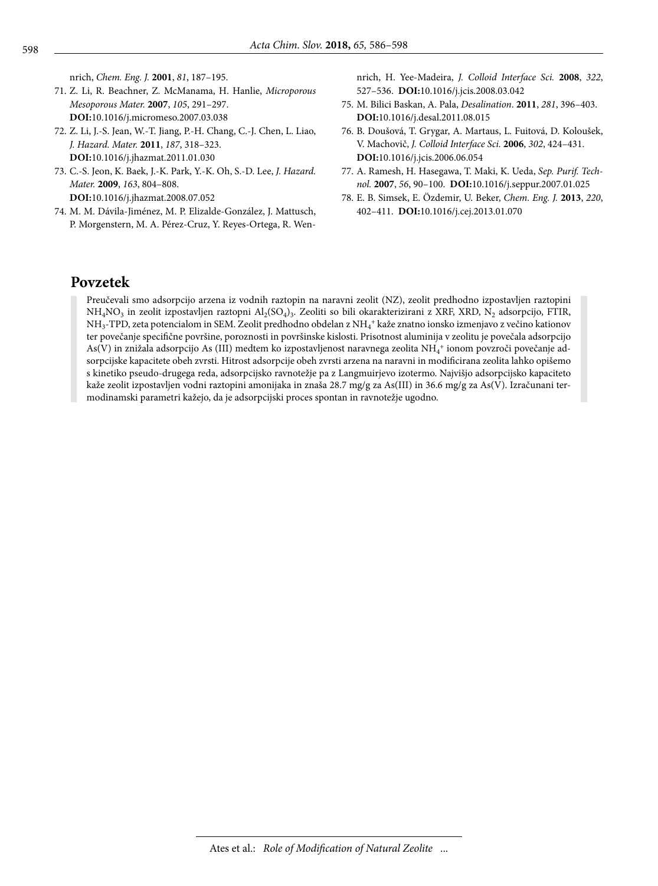nrich, *Chem. Eng. J.* **2001**, *81*, 187–195.

71. Z. Li, R. Beachner, Z. McManama, H. Hanlie, *Microporous Mesoporous Mater.* **2007**, *105*, 291–297. **DOI:**10.1016/j.micromeso.2007.03.038
72. Z. Li, J.-S. Jean, W.-T. Jiang, P.-H. Chang, C.-J. Chen, L. Liao, *J. Hazard. Mater.* **2011**, *187*, 318–323. **DOI:**10.1016/j.jhazmat.2011.01.030
73. C.-S. Jeon, K. Baek, J.-K. Park, Y.-K. Oh, S.-D. Lee, *J. Hazard. Mater.* **2009**, *163*, 804–808. **DOI:**10.1016/j.jhazmat.2008.07.052
74. M. M. Dávila-Jiménez, M. P. Elizalde-González, J. Mattusch, P. Morgenstern, M. A. Pérez-Cruz, Y. Reyes-Ortega, R. Wennrich, H. Yee-Madeira, *J. Colloid Interface Sci.* **2008**, *322*, 527–536. **DOI:**10.1016/j.jcis.2008.03.042
75. M. Bilici Baskan, A. Pala, *Desalination*. **2011**, *281*, 396–403. **DOI:**10.1016/j.desal.2011.08.015
76. B. Doušová, T. Grygar, A. Martaus, L. Fuitová, D. Koloušek, V. Machovič, *J. Colloid Interface Sci.* **2006**, *302*, 424–431. **DOI:**10.1016/j.jcis.2006.06.054
77. A. Ramesh, H. Hasegawa, T. Maki, K. Ueda, *Sep. Purif. Technol.* **2007**, *56*, 90–100. **DOI:**10.1016/j.seppur.2007.01.025
78. E. B. Simsek, E. Özdemir, U. Beker, *Chem. Eng. J.* **2013**, *220*, 402–411. **DOI:**10.1016/j.cej.2013.01.070

## Povzetek

Preučevali smo adsorpcijo arzena iz vodnih raztopin na naravni zeolit (NZ), zeolit predhodno izpostavljen raztopini $NH_4NO_3$ in zeolit izpostavljen raztopni $Al_2(SO_4)_3$. Zeoliti so bili okarakterizirani z XRF, XRD, $N_2$ adsorpcijo, FTIR, $NH_3$-TPD, zeta potencialom in SEM. Zeolit predhodno obdelan z $NH_4^+$ kaže znatno ionsko izmenjavo z večino kationov ter povečanje specifične površine, poroznosti in površinske kislosti. Prisotnost aluminija v zeolitu je povečala adsorpcijo As(V) in znižala adsorpcijo As (III) medtem ko izpostavljenost naravnega zeolita $NH_4^+$ ionom povzroči povečanje adsorpcijske kapacitete obeh zvrsti. Hitrost adsorpcije obeh zvrsti arzena na naravni in modificirana zeolita lahko opišemo s kinetiko pseudo-drugega reda, adsorpcijsko ravnotežje pa z Langmuirjevo izotermo. Najvišjo adsorpcijsko kapaciteto kaže zeolit izpostavljen vodni raztopini amonijaka in znaša 28.7 mg/g za As(III) in 36.6 mg/g za As(V). Izračunani termodinamski parametri kažejo, da je adsorpcijski proces spontan in ravnotežje ugodno.